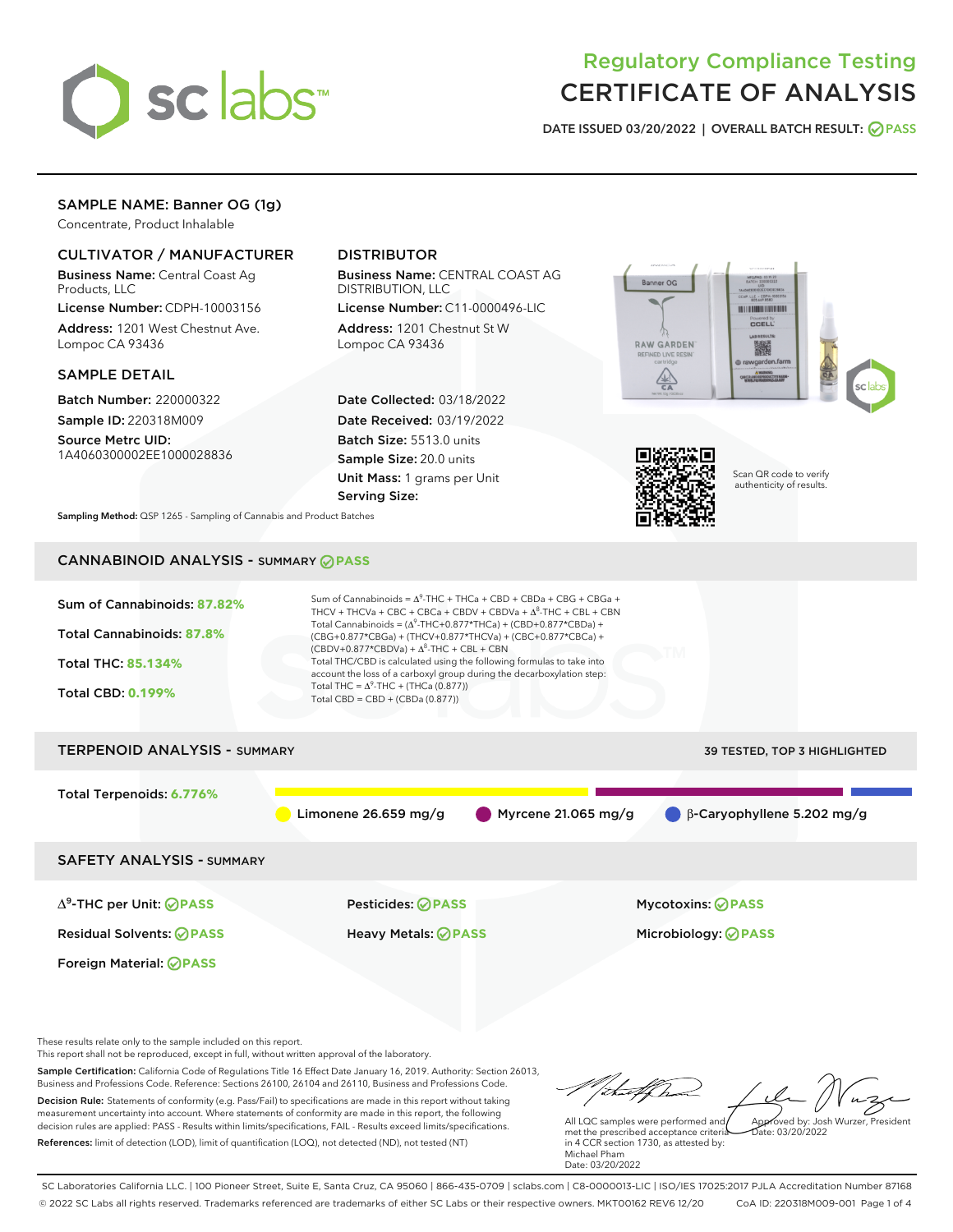# Regulatory Compliance Testing
# CERTIFICATE OF ANALYSIS

DATE ISSUED 03/20/2022 | OVERALL BATCH RESULT: PASS

## SAMPLE NAME: Banner OG (1g)

Concentrate, Product Inhalable

### CULTIVATOR / MANUFACTURER

**Business Name:** Central Coast Ag Products, LLC

**License Number:** CDPH-10003156

**Address:** 1201 West Chestnut Ave. Lompoc CA 93436

### DISTRIBUTOR

**Business Name:** CENTRAL COAST AG DISTRIBUTION, LLC

**License Number:** C11-0000496-LIC

**Address:** 1201 Chestnut St W Lompoc CA 93436

### SAMPLE DETAIL

**Batch Number:** 220000322

**Sample ID:** 220318M009

**Source Metrc UID:** 1A4060300002EE1000028836

**Date Collected:** 03/18/2022

**Date Received:** 03/19/2022

**Batch Size:** 5513.0 units

**Sample Size:** 20.0 units

**Unit Mass:** 1 grams per Unit

**Serving Size:**

Scan QR code to verify authenticity of results.

**Sampling Method:** QSP 1265 - Sampling of Cannabis and Product Batches

## CANNABINOID ANALYSIS - SUMMARY PASS

Sum of Cannabinoids: **87.82%**

Total Cannabinoids: **87.8%**

Total THC: **85.134%**

Total CBD: **0.199%**

Sum of Cannabinoids = $\Delta^9$-THC + THCa + CBD + CBDa + CBG + CBGa + THCV + THCVa + CBC + CBCa + CBDV + CBDVa + $\Delta^8$-THC + CBL + CBN

Total Cannabinoids = ($\Delta^9$-THC+0.877*THCa) + (CBD+0.877*CBDa) + (CBG+0.877*CBGa) + (THCV+0.877*THCVa) + (CBC+0.877*CBCa) + (CBDV+0.877*CBDVa) + $\Delta^8$-THC + CBL + CBN

Total THC/CBD is calculated using the following formulas to take into account the loss of a carboxyl group during the decarboxylation step:

Total THC = $\Delta^9$-THC + (THCa (0.877))

Total CBD = CBD + (CBDa (0.877))

## TERPENOID ANALYSIS - SUMMARY

39 TESTED, TOP 3 HIGHLIGHTED

Total Terpenoids: **6.776%**

Limonene 26.659 mg/g | Myrcene 21.065 mg/g | β-Caryophyllene 5.202 mg/g

## SAFETY ANALYSIS - SUMMARY

| | | |
|---|---|---|
| $\Delta^9$-THC per Unit: PASS | Pesticides: PASS | Mycotoxins: PASS |
| Residual Solvents: PASS | Heavy Metals: PASS | Microbiology: PASS |
| Foreign Material: PASS | | |

These results relate only to the sample included on this report.
This report shall not be reproduced, except in full, without written approval of the laboratory.

**Sample Certification:** California Code of Regulations Title 16 Effect Date January 16, 2019. Authority: Section 26013, Business and Professions Code. Reference: Sections 26100, 26104 and 26110, Business and Professions Code.

**Decision Rule:** Statements of conformity (e.g. Pass/Fail) to specifications are made in this report without taking measurement uncertainty into account. Where statements of conformity are made in this report, the following decision rules are applied: PASS - Results within limits/specifications, FAIL - Results exceed limits/specifications.

**References:** limit of detection (LOD), limit of quantification (LOQ), not detected (ND), not tested (NT)

All LQC samples were performed and met the prescribed acceptance criteria in 4 CCR section 1730, as attested by: Michael Pham
Date: 03/20/2022

Approved by: Josh Wurzer, President
Date: 03/20/2022

SC Laboratories California LLC. | 100 Pioneer Street, Suite E, Santa Cruz, CA 95060 | 866-435-0709 | sclabs.com | C8-0000013-LIC | ISO/IES 17025:2017 PJLA Accreditation Number 87168
© 2022 SC Labs all rights reserved. Trademarks referenced are trademarks of either SC Labs or their respective owners. MKT00162 REV6 12/20 CoA ID: 220318M009-001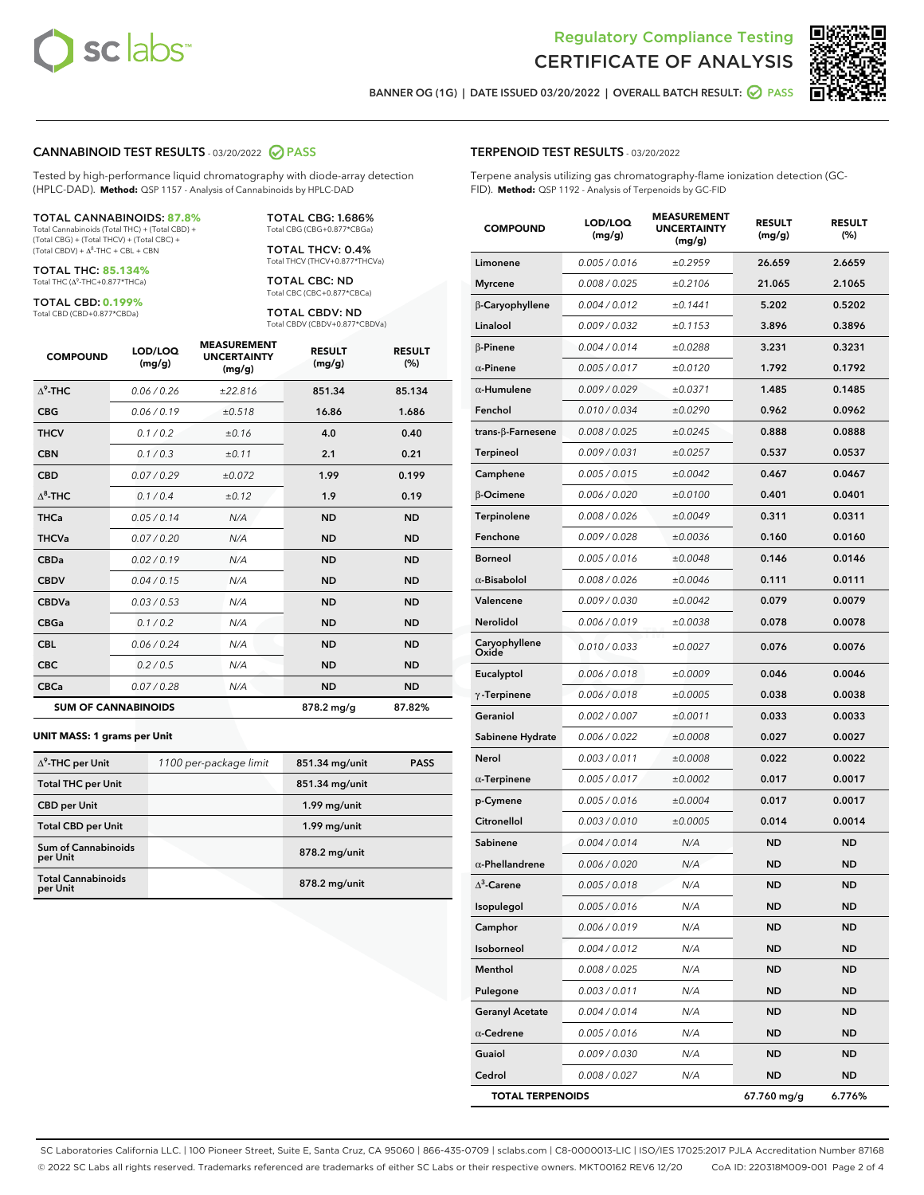# Regulatory Compliance Testing
# CERTIFICATE OF ANALYSIS

BANNER OG (1G) | DATE ISSUED 03/20/2022 | OVERALL BATCH RESULT: PASS

## CANNABINOID TEST RESULTS - 03/20/2022 PASS

Tested by high-performance liquid chromatography with diode-array detection (HPLC-DAD). **Method:** QSP 1157 - Analysis of Cannabinoids by HPLC-DAD

**TOTAL CANNABINOIDS: 87.8%**
Total Cannabinoids (Total THC) + (Total CBD) + (Total CBG) + (Total THCV) + (Total CBC) + (Total CBDV) + $\Delta^8$-THC + CBL + CBN

**TOTAL THC: 85.134%**
Total THC ($\Delta^9$-THC+0.877*THCa)

**TOTAL CBD: 0.199%**
Total CBD (CBD+0.877*CBDa)

**TOTAL CBG: 1.686%**
Total CBG (CBG+0.877*CBGa)

**TOTAL THCV: 0.4%**
Total THCV (THCV+0.877*THCVa)

**TOTAL CBC: ND**
Total CBC (CBC+0.877*CBCa)

**TOTAL CBDV: ND**
Total CBDV (CBDV+0.877*CBDVa)

| COMPOUND | LOD/LOQ (mg/g) | MEASUREMENT UNCERTAINTY (mg/g) | RESULT (mg/g) | RESULT (%) |
|---|---|---|---|---|
| $\Delta^9$-THC | 0.06 / 0.26 | ±22.816 | 851.34 | 85.134 |
| CBG | 0.06 / 0.19 | ±0.518 | 16.86 | 1.686 |
| THCV | 0.1 / 0.2 | ±0.16 | 4.0 | 0.40 |
| CBN | 0.1 / 0.3 | ±0.11 | 2.1 | 0.21 |
| CBD | 0.07 / 0.29 | ±0.072 | 1.99 | 0.199 |
| $\Delta^8$-THC | 0.1 / 0.4 | ±0.12 | 1.9 | 0.19 |
| THCa | 0.05 / 0.14 | N/A | ND | ND |
| THCVa | 0.07 / 0.20 | N/A | ND | ND |
| CBDa | 0.02 / 0.19 | N/A | ND | ND |
| CBDV | 0.04 / 0.15 | N/A | ND | ND |
| CBDVa | 0.03 / 0.53 | N/A | ND | ND |
| CBGa | 0.1 / 0.2 | N/A | ND | ND |
| CBL | 0.06 / 0.24 | N/A | ND | ND |
| CBC | 0.2 / 0.5 | N/A | ND | ND |
| CBCa | 0.07 / 0.28 | N/A | ND | ND |
| **SUM OF CANNABINOIDS** | | | 878.2 mg/g | 87.82% |

**UNIT MASS: 1 grams per Unit**

| | | | |
|---|---|---|---|
| $\Delta^9$-THC per Unit | 1100 per-package limit | 851.34 mg/unit | PASS |
| Total THC per Unit | | 851.34 mg/unit | |
| CBD per Unit | | 1.99 mg/unit | |
| Total CBD per Unit | | 1.99 mg/unit | |
| Sum of Cannabinoids per Unit | | 878.2 mg/unit | |
| Total Cannabinoids per Unit | | 878.2 mg/unit | |

## TERPENOID TEST RESULTS - 03/20/2022

Terpene analysis utilizing gas chromatography-flame ionization detection (GC-FID). **Method:** QSP 1192 - Analysis of Terpenoids by GC-FID

| COMPOUND | LOD/LOQ (mg/g) | MEASUREMENT UNCERTAINTY (mg/g) | RESULT (mg/g) | RESULT (%) |
|---|---|---|---|---|
| Limonene | 0.005 / 0.016 | ±0.2959 | 26.659 | 2.6659 |
| Myrcene | 0.008 / 0.025 | ±0.2106 | 21.065 | 2.1065 |
| β-Caryophyllene | 0.004 / 0.012 | ±0.1441 | 5.202 | 0.5202 |
| Linalool | 0.009 / 0.032 | ±0.1153 | 3.896 | 0.3896 |
| β-Pinene | 0.004 / 0.014 | ±0.0288 | 3.231 | 0.3231 |
| α-Pinene | 0.005 / 0.017 | ±0.0120 | 1.792 | 0.1792 |
| α-Humulene | 0.009 / 0.029 | ±0.0371 | 1.485 | 0.1485 |
| Fenchol | 0.010 / 0.034 | ±0.0290 | 0.962 | 0.0962 |
| trans-β-Farnesene | 0.008 / 0.025 | ±0.0245 | 0.888 | 0.0888 |
| Terpineol | 0.009 / 0.031 | ±0.0257 | 0.537 | 0.0537 |
| Camphene | 0.005 / 0.015 | ±0.0042 | 0.467 | 0.0467 |
| β-Ocimene | 0.006 / 0.020 | ±0.0100 | 0.401 | 0.0401 |
| Terpinolene | 0.008 / 0.026 | ±0.0049 | 0.311 | 0.0311 |
| Fenchone | 0.009 / 0.028 | ±0.0036 | 0.160 | 0.0160 |
| Borneol | 0.005 / 0.016 | ±0.0048 | 0.146 | 0.0146 |
| α-Bisabolol | 0.008 / 0.026 | ±0.0046 | 0.111 | 0.0111 |
| Valencene | 0.009 / 0.030 | ±0.0042 | 0.079 | 0.0079 |
| Nerolidol | 0.006 / 0.019 | ±0.0038 | 0.078 | 0.0078 |
| Caryophyllene Oxide | 0.010 / 0.033 | ±0.0027 | 0.076 | 0.0076 |
| Eucalyptol | 0.006 / 0.018 | ±0.0009 | 0.046 | 0.0046 |
| γ-Terpinene | 0.006 / 0.018 | ±0.0005 | 0.038 | 0.0038 |
| Geraniol | 0.002 / 0.007 | ±0.0011 | 0.033 | 0.0033 |
| Sabinene Hydrate | 0.006 / 0.022 | ±0.0008 | 0.027 | 0.0027 |
| Nerol | 0.003 / 0.011 | ±0.0008 | 0.022 | 0.0022 |
| α-Terpinene | 0.005 / 0.017 | ±0.0002 | 0.017 | 0.0017 |
| p-Cymene | 0.005 / 0.016 | ±0.0004 | 0.017 | 0.0017 |
| Citronellol | 0.003 / 0.010 | ±0.0005 | 0.014 | 0.0014 |
| Sabinene | 0.004 / 0.014 | N/A | ND | ND |
| α-Phellandrene | 0.006 / 0.020 | N/A | ND | ND |
| $\Delta^3$-Carene | 0.005 / 0.018 | N/A | ND | ND |
| Isopulegol | 0.005 / 0.016 | N/A | ND | ND |
| Camphor | 0.006 / 0.019 | N/A | ND | ND |
| Isoborneol | 0.004 / 0.012 | N/A | ND | ND |
| Menthol | 0.008 / 0.025 | N/A | ND | ND |
| Pulegone | 0.003 / 0.011 | N/A | ND | ND |
| Geranyl Acetate | 0.004 / 0.014 | N/A | ND | ND |
| α-Cedrene | 0.005 / 0.016 | N/A | ND | ND |
| Guaiol | 0.009 / 0.030 | N/A | ND | ND |
| Cedrol | 0.008 / 0.027 | N/A | ND | ND |
| **TOTAL TERPENOIDS** | | | 67.760 mg/g | 6.776% |

SC Laboratories California LLC. | 100 Pioneer Street, Suite E, Santa Cruz, CA 95060 | 866-435-0709 | sclabs.com | C8-0000013-LIC | ISO/IES 17025:2017 PJLA Accreditation Number 87168
© 2022 SC Labs all rights reserved. Trademarks referenced are trademarks of either SC Labs or their respective owners. MKT00162 REV6 12/20 CoA ID: 220318M009-001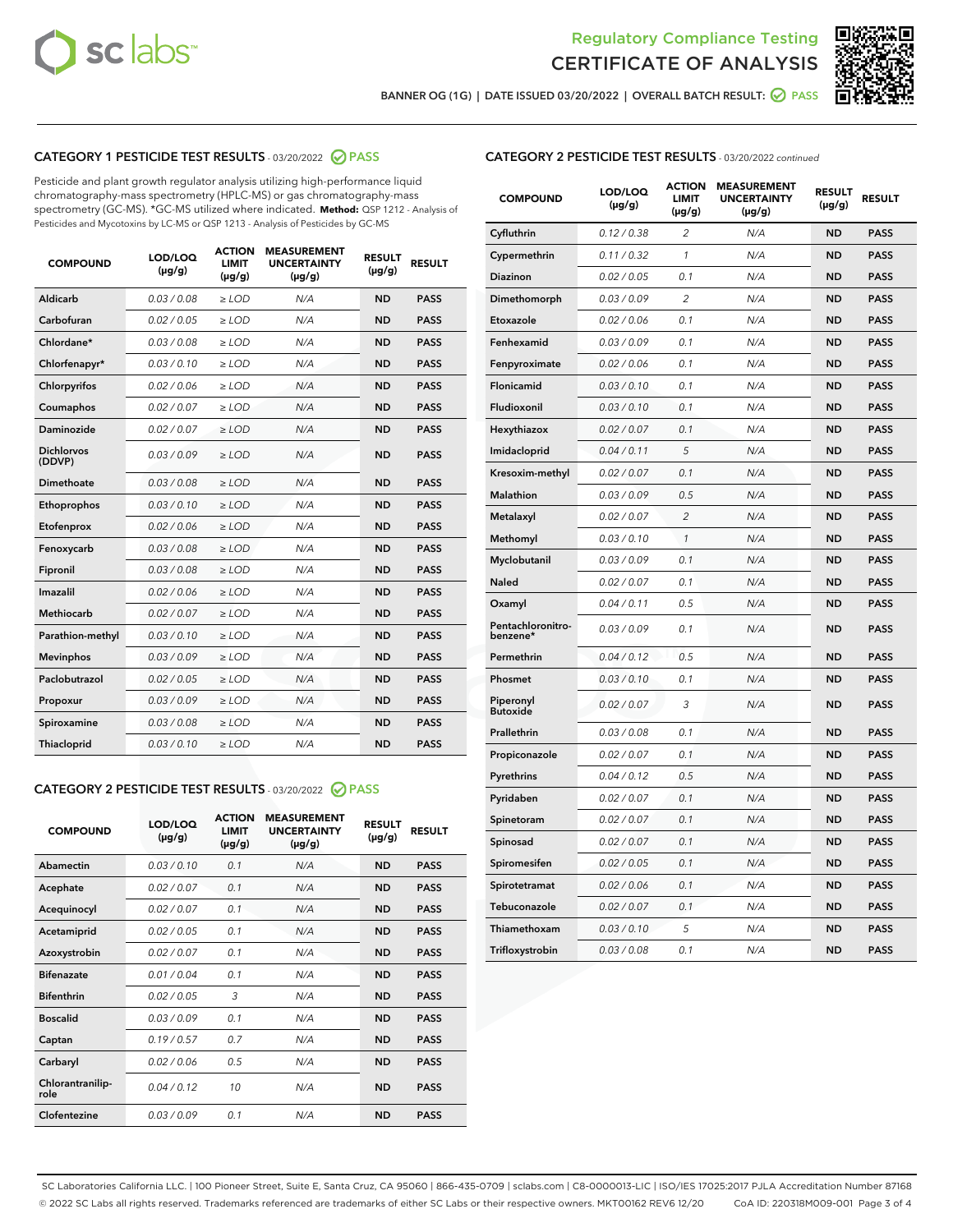Regulatory Compliance Testing

# CERTIFICATE OF ANALYSIS

BANNER OG (1G) | DATE ISSUED 03/20/2022 | OVERALL BATCH RESULT: PASS

## CATEGORY 1 PESTICIDE TEST RESULTS - 03/20/2022 PASS

Pesticide and plant growth regulator analysis utilizing high-performance liquid chromatography-mass spectrometry (HPLC-MS) or gas chromatography-mass spectrometry (GC-MS). *GC-MS utilized where indicated. **Method:** QSP 1212 - Analysis of Pesticides and Mycotoxins by LC-MS or QSP 1213 - Analysis of Pesticides by GC-MS

| COMPOUND | LOD/LOQ (µg/g) | ACTION LIMIT (µg/g) | MEASUREMENT UNCERTAINTY (µg/g) | RESULT (µg/g) | RESULT |
|---|---|---|---|---|---|
| Aldicarb | 0.03 / 0.08 | ≥ LOD | N/A | ND | PASS |
| Carbofuran | 0.02 / 0.05 | ≥ LOD | N/A | ND | PASS |
| Chlordane* | 0.03 / 0.08 | ≥ LOD | N/A | ND | PASS |
| Chlorfenapyr* | 0.03 / 0.10 | ≥ LOD | N/A | ND | PASS |
| Chlorpyrifos | 0.02 / 0.06 | ≥ LOD | N/A | ND | PASS |
| Coumaphos | 0.02 / 0.07 | ≥ LOD | N/A | ND | PASS |
| Daminozide | 0.02 / 0.07 | ≥ LOD | N/A | ND | PASS |
| Dichlorvos (DDVP) | 0.03 / 0.09 | ≥ LOD | N/A | ND | PASS |
| Dimethoate | 0.03 / 0.08 | ≥ LOD | N/A | ND | PASS |
| Ethoprophos | 0.03 / 0.10 | ≥ LOD | N/A | ND | PASS |
| Etofenprox | 0.02 / 0.06 | ≥ LOD | N/A | ND | PASS |
| Fenoxycarb | 0.03 / 0.08 | ≥ LOD | N/A | ND | PASS |
| Fipronil | 0.03 / 0.08 | ≥ LOD | N/A | ND | PASS |
| Imazalil | 0.02 / 0.06 | ≥ LOD | N/A | ND | PASS |
| Methiocarb | 0.02 / 0.07 | ≥ LOD | N/A | ND | PASS |
| Parathion-methyl | 0.03 / 0.10 | ≥ LOD | N/A | ND | PASS |
| Mevinphos | 0.03 / 0.09 | ≥ LOD | N/A | ND | PASS |
| Paclobutrazol | 0.02 / 0.05 | ≥ LOD | N/A | ND | PASS |
| Propoxur | 0.03 / 0.09 | ≥ LOD | N/A | ND | PASS |
| Spiroxamine | 0.03 / 0.08 | ≥ LOD | N/A | ND | PASS |
| Thiacloprid | 0.03 / 0.10 | ≥ LOD | N/A | ND | PASS |

## CATEGORY 2 PESTICIDE TEST RESULTS - 03/20/2022 PASS

| COMPOUND | LOD/LOQ (µg/g) | ACTION LIMIT (µg/g) | MEASUREMENT UNCERTAINTY (µg/g) | RESULT (µg/g) | RESULT |
|---|---|---|---|---|---|
| Abamectin | 0.03 / 0.10 | 0.1 | N/A | ND | PASS |
| Acephate | 0.02 / 0.07 | 0.1 | N/A | ND | PASS |
| Acequinocyl | 0.02 / 0.07 | 0.1 | N/A | ND | PASS |
| Acetamiprid | 0.02 / 0.05 | 0.1 | N/A | ND | PASS |
| Azoxystrobin | 0.02 / 0.07 | 0.1 | N/A | ND | PASS |
| Bifenazate | 0.01 / 0.04 | 0.1 | N/A | ND | PASS |
| Bifenthrin | 0.02 / 0.05 | 3 | N/A | ND | PASS |
| Boscalid | 0.03 / 0.09 | 0.1 | N/A | ND | PASS |
| Captan | 0.19 / 0.57 | 0.7 | N/A | ND | PASS |
| Carbaryl | 0.02 / 0.06 | 0.5 | N/A | ND | PASS |
| Chlorantraniliprole | 0.04 / 0.12 | 10 | N/A | ND | PASS |
| Clofentezine | 0.03 / 0.09 | 0.1 | N/A | ND | PASS |
| Cyfluthrin | 0.12 / 0.38 | 2 | N/A | ND | PASS |
| Cypermethrin | 0.11 / 0.32 | 1 | N/A | ND | PASS |
| Diazinon | 0.02 / 0.05 | 0.1 | N/A | ND | PASS |
| Dimethomorph | 0.03 / 0.09 | 2 | N/A | ND | PASS |
| Etoxazole | 0.02 / 0.06 | 0.1 | N/A | ND | PASS |
| Fenhexamid | 0.03 / 0.09 | 0.1 | N/A | ND | PASS |
| Fenpyroximate | 0.02 / 0.06 | 0.1 | N/A | ND | PASS |
| Flonicamid | 0.03 / 0.10 | 0.1 | N/A | ND | PASS |
| Fludioxonil | 0.03 / 0.10 | 0.1 | N/A | ND | PASS |
| Hexythiazox | 0.02 / 0.07 | 0.1 | N/A | ND | PASS |
| Imidacloprid | 0.04 / 0.11 | 5 | N/A | ND | PASS |
| Kresoxim-methyl | 0.02 / 0.07 | 0.1 | N/A | ND | PASS |
| Malathion | 0.03 / 0.09 | 0.5 | N/A | ND | PASS |
| Metalaxyl | 0.02 / 0.07 | 2 | N/A | ND | PASS |
| Methomyl | 0.03 / 0.10 | 1 | N/A | ND | PASS |
| Myclobutanil | 0.03 / 0.09 | 0.1 | N/A | ND | PASS |
| Naled | 0.02 / 0.07 | 0.1 | N/A | ND | PASS |
| Oxamyl | 0.04 / 0.11 | 0.5 | N/A | ND | PASS |
| Pentachloronitrobenzene* | 0.03 / 0.09 | 0.1 | N/A | ND | PASS |
| Permethrin | 0.04 / 0.12 | 0.5 | N/A | ND | PASS |
| Phosmet | 0.03 / 0.10 | 0.1 | N/A | ND | PASS |
| Piperonyl Butoxide | 0.02 / 0.07 | 3 | N/A | ND | PASS |
| Prallethrin | 0.03 / 0.08 | 0.1 | N/A | ND | PASS |
| Propiconazole | 0.02 / 0.07 | 0.1 | N/A | ND | PASS |
| Pyrethrins | 0.04 / 0.12 | 0.5 | N/A | ND | PASS |
| Pyridaben | 0.02 / 0.07 | 0.1 | N/A | ND | PASS |
| Spinetoram | 0.02 / 0.07 | 0.1 | N/A | ND | PASS |
| Spinosad | 0.02 / 0.07 | 0.1 | N/A | ND | PASS |
| Spiromesifen | 0.02 / 0.05 | 0.1 | N/A | ND | PASS |
| Spirotetramat | 0.02 / 0.06 | 0.1 | N/A | ND | PASS |
| Tebuconazole | 0.02 / 0.07 | 0.1 | N/A | ND | PASS |
| Thiamethoxam | 0.03 / 0.10 | 5 | N/A | ND | PASS |
| Trifloxystrobin | 0.03 / 0.08 | 0.1 | N/A | ND | PASS |

SC Laboratories California LLC. | 100 Pioneer Street, Suite E, Santa Cruz, CA 95060 | 866-435-0709 | sclabs.com | C8-0000013-LIC | ISO/IES 17025:2017 PJLA Accreditation Number 87168
© 2022 SC Labs all rights reserved. Trademarks referenced are trademarks of either SC Labs or their respective owners. MKT00162 REV6 12/20 CoA ID: 220318M009-001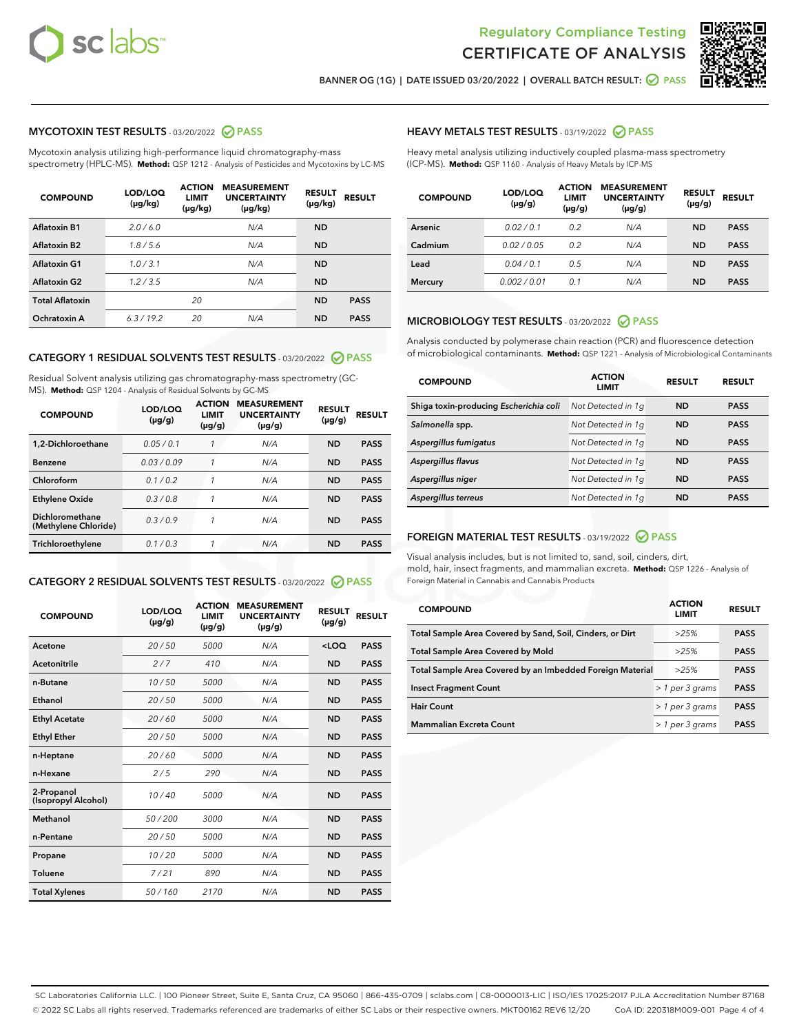Regulatory Compliance Testing

# CERTIFICATE OF ANALYSIS

BANNER OG (1G) | DATE ISSUED 03/20/2022 | OVERALL BATCH RESULT: PASS

## MYCOTOXIN TEST RESULTS - 03/20/2022 PASS

Mycotoxin analysis utilizing high-performance liquid chromatography-mass spectrometry (HPLC-MS). **Method:** QSP 1212 - Analysis of Pesticides and Mycotoxins by LC-MS

| COMPOUND | LOD/LOQ (µg/kg) | ACTION LIMIT (µg/kg) | MEASUREMENT UNCERTAINTY (µg/kg) | RESULT (µg/kg) | RESULT |
|---|---|---|---|---|---|
| Aflatoxin B1 | 2.0 / 6.0 | | N/A | ND | |
| Aflatoxin B2 | 1.8 / 5.6 | | N/A | ND | |
| Aflatoxin G1 | 1.0 / 3.1 | | N/A | ND | |
| Aflatoxin G2 | 1.2 / 3.5 | | N/A | ND | |
| Total Aflatoxin | | 20 | | ND | PASS |
| Ochratoxin A | 6.3 / 19.2 | 20 | N/A | ND | PASS |

## CATEGORY 1 RESIDUAL SOLVENTS TEST RESULTS - 03/20/2022 PASS

Residual Solvent analysis utilizing gas chromatography-mass spectrometry (GC-MS). **Method:** QSP 1204 - Analysis of Residual Solvents by GC-MS

| COMPOUND | LOD/LOQ (µg/g) | ACTION LIMIT (µg/g) | MEASUREMENT UNCERTAINTY (µg/g) | RESULT (µg/g) | RESULT |
|---|---|---|---|---|---|
| 1,2-Dichloroethane | 0.05 / 0.1 | 1 | N/A | ND | PASS |
| Benzene | 0.03 / 0.09 | 1 | N/A | ND | PASS |
| Chloroform | 0.1 / 0.2 | 1 | N/A | ND | PASS |
| Ethylene Oxide | 0.3 / 0.8 | 1 | N/A | ND | PASS |
| Dichloromethane (Methylene Chloride) | 0.3 / 0.9 | 1 | N/A | ND | PASS |
| Trichloroethylene | 0.1 / 0.3 | 1 | N/A | ND | PASS |

## CATEGORY 2 RESIDUAL SOLVENTS TEST RESULTS - 03/20/2022 PASS

| COMPOUND | LOD/LOQ (µg/g) | ACTION LIMIT (µg/g) | MEASUREMENT UNCERTAINTY (µg/g) | RESULT (µg/g) | RESULT |
|---|---|---|---|---|---|
| Acetone | 20 / 50 | 5000 | N/A | <LOQ | PASS |
| Acetonitrile | 2 / 7 | 410 | N/A | ND | PASS |
| n-Butane | 10 / 50 | 5000 | N/A | ND | PASS |
| Ethanol | 20 / 50 | 5000 | N/A | ND | PASS |
| Ethyl Acetate | 20 / 60 | 5000 | N/A | ND | PASS |
| Ethyl Ether | 20 / 50 | 5000 | N/A | ND | PASS |
| n-Heptane | 20 / 60 | 5000 | N/A | ND | PASS |
| n-Hexane | 2 / 5 | 290 | N/A | ND | PASS |
| 2-Propanol (Isopropyl Alcohol) | 10 / 40 | 5000 | N/A | ND | PASS |
| Methanol | 50 / 200 | 3000 | N/A | ND | PASS |
| n-Pentane | 20 / 50 | 5000 | N/A | ND | PASS |
| Propane | 10 / 20 | 5000 | N/A | ND | PASS |
| Toluene | 7 / 21 | 890 | N/A | ND | PASS |
| Total Xylenes | 50 / 160 | 2170 | N/A | ND | PASS |

## HEAVY METALS TEST RESULTS - 03/19/2022 PASS

Heavy metal analysis utilizing inductively coupled plasma-mass spectrometry (ICP-MS). **Method:** QSP 1160 - Analysis of Heavy Metals by ICP-MS

| COMPOUND | LOD/LOQ (µg/g) | ACTION LIMIT (µg/g) | MEASUREMENT UNCERTAINTY (µg/g) | RESULT (µg/g) | RESULT |
|---|---|---|---|---|---|
| Arsenic | 0.02 / 0.1 | 0.2 | N/A | ND | PASS |
| Cadmium | 0.02 / 0.05 | 0.2 | N/A | ND | PASS |
| Lead | 0.04 / 0.1 | 0.5 | N/A | ND | PASS |
| Mercury | 0.002 / 0.01 | 0.1 | N/A | ND | PASS |

## MICROBIOLOGY TEST RESULTS - 03/20/2022 PASS

Analysis conducted by polymerase chain reaction (PCR) and fluorescence detection of microbiological contaminants. **Method:** QSP 1221 - Analysis of Microbiological Contaminants

| COMPOUND | ACTION LIMIT | RESULT | RESULT |
|---|---|---|---|
| Shiga toxin-producing *Escherichia coli* | Not Detected in 1g | ND | PASS |
| *Salmonella* spp. | Not Detected in 1g | ND | PASS |
| *Aspergillus fumigatus* | Not Detected in 1g | ND | PASS |
| *Aspergillus flavus* | Not Detected in 1g | ND | PASS |
| *Aspergillus niger* | Not Detected in 1g | ND | PASS |
| *Aspergillus terreus* | Not Detected in 1g | ND | PASS |

## FOREIGN MATERIAL TEST RESULTS - 03/19/2022 PASS

Visual analysis includes, but is not limited to, sand, soil, cinders, dirt, mold, hair, insect fragments, and mammalian excreta. **Method:** QSP 1226 - Analysis of Foreign Material in Cannabis and Cannabis Products

| COMPOUND | ACTION LIMIT | RESULT |
|---|---|---|
| Total Sample Area Covered by Sand, Soil, Cinders, or Dirt | >25% | PASS |
| Total Sample Area Covered by Mold | >25% | PASS |
| Total Sample Area Covered by an Imbedded Foreign Material | >25% | PASS |
| Insect Fragment Count | > 1 per 3 grams | PASS |
| Hair Count | > 1 per 3 grams | PASS |
| Mammalian Excreta Count | > 1 per 3 grams | PASS |

SC Laboratories California LLC. | 100 Pioneer Street, Suite E, Santa Cruz, CA 95060 | 866-435-0709 | sclabs.com | C8-0000013-LIC | ISO/IES 17025:2017 PJLA Accreditation Number 87168
© 2022 SC Labs all rights reserved. Trademarks referenced are trademarks of either SC Labs or their respective owners. MKT00162 REV6 12/20 CoA ID: 220318M009-001